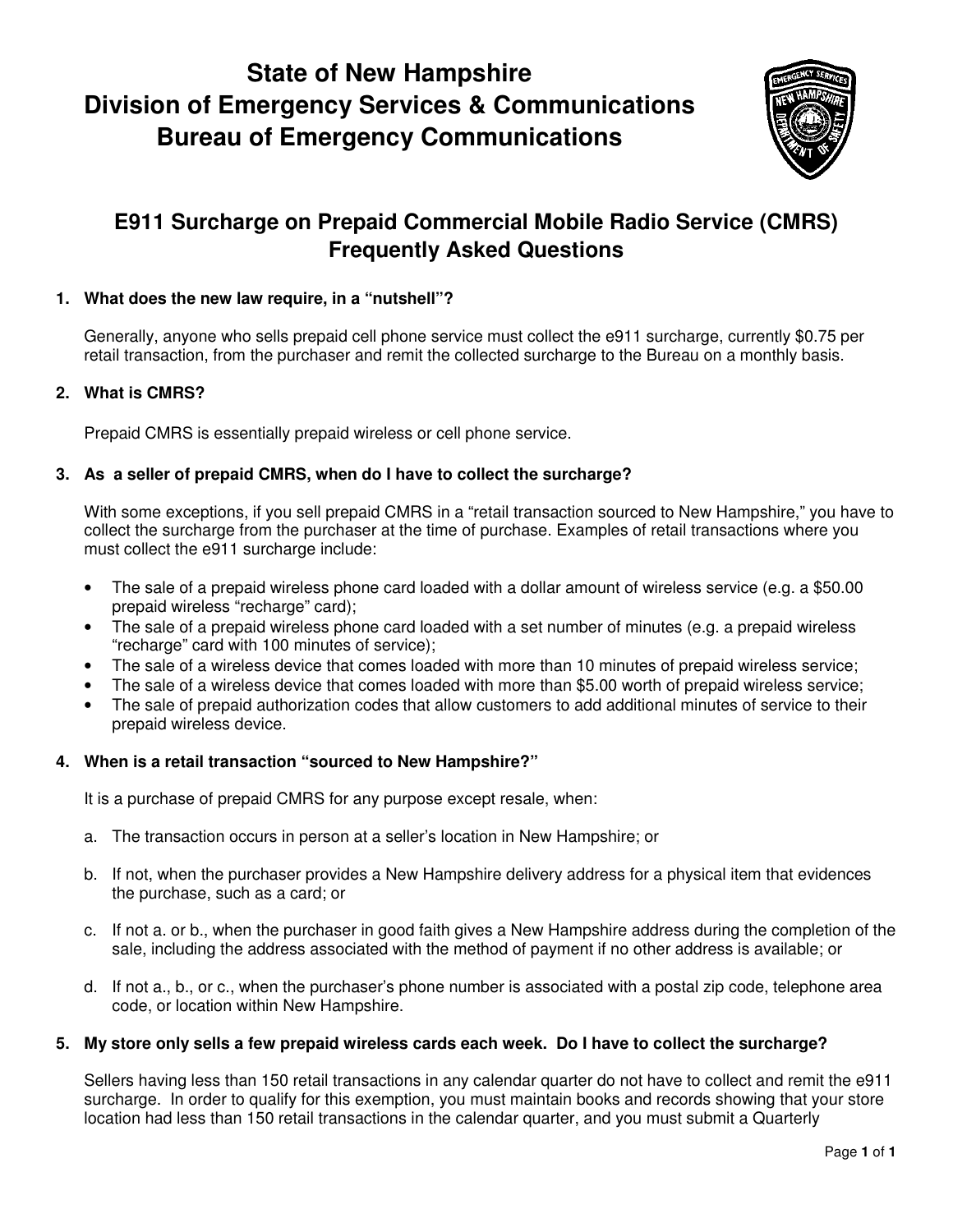# State of New Hampshire
# Division of Emergency Services & Communications
# Bureau of Emergency Communications

## E911 Surcharge on Prepaid Commercial Mobile Radio Service (CMRS) Frequently Asked Questions

**1. What does the new law require, in a "nutshell"?**

Generally, anyone who sells prepaid cell phone service must collect the e911 surcharge, currently $0.75 per retail transaction, from the purchaser and remit the collected surcharge to the Bureau on a monthly basis.

**2. What is CMRS?**

Prepaid CMRS is essentially prepaid wireless or cell phone service.

**3. As a seller of prepaid CMRS, when do I have to collect the surcharge?**

With some exceptions, if you sell prepaid CMRS in a "retail transaction sourced to New Hampshire," you have to collect the surcharge from the purchaser at the time of purchase. Examples of retail transactions where you must collect the e911 surcharge include:

- The sale of a prepaid wireless phone card loaded with a dollar amount of wireless service (e.g. a $50.00 prepaid wireless "recharge" card);
- The sale of a prepaid wireless phone card loaded with a set number of minutes (e.g. a prepaid wireless "recharge" card with 100 minutes of service);
- The sale of a wireless device that comes loaded with more than 10 minutes of prepaid wireless service;
- The sale of a wireless device that comes loaded with more than $5.00 worth of prepaid wireless service;
- The sale of prepaid authorization codes that allow customers to add additional minutes of service to their prepaid wireless device.

**4. When is a retail transaction "sourced to New Hampshire?"**

It is a purchase of prepaid CMRS for any purpose except resale, when:

a. The transaction occurs in person at a seller's location in New Hampshire; or

b. If not, when the purchaser provides a New Hampshire delivery address for a physical item that evidences the purchase, such as a card; or

c. If not a. or b., when the purchaser in good faith gives a New Hampshire address during the completion of the sale, including the address associated with the method of payment if no other address is available; or

d. If not a., b., or c., when the purchaser's phone number is associated with a postal zip code, telephone area code, or location within New Hampshire.

**5. My store only sells a few prepaid wireless cards each week. Do I have to collect the surcharge?**

Sellers having less than 150 retail transactions in any calendar quarter do not have to collect and remit the e911 surcharge. In order to qualify for this exemption, you must maintain books and records showing that your store location had less than 150 retail transactions in the calendar quarter, and you must submit a Quarterly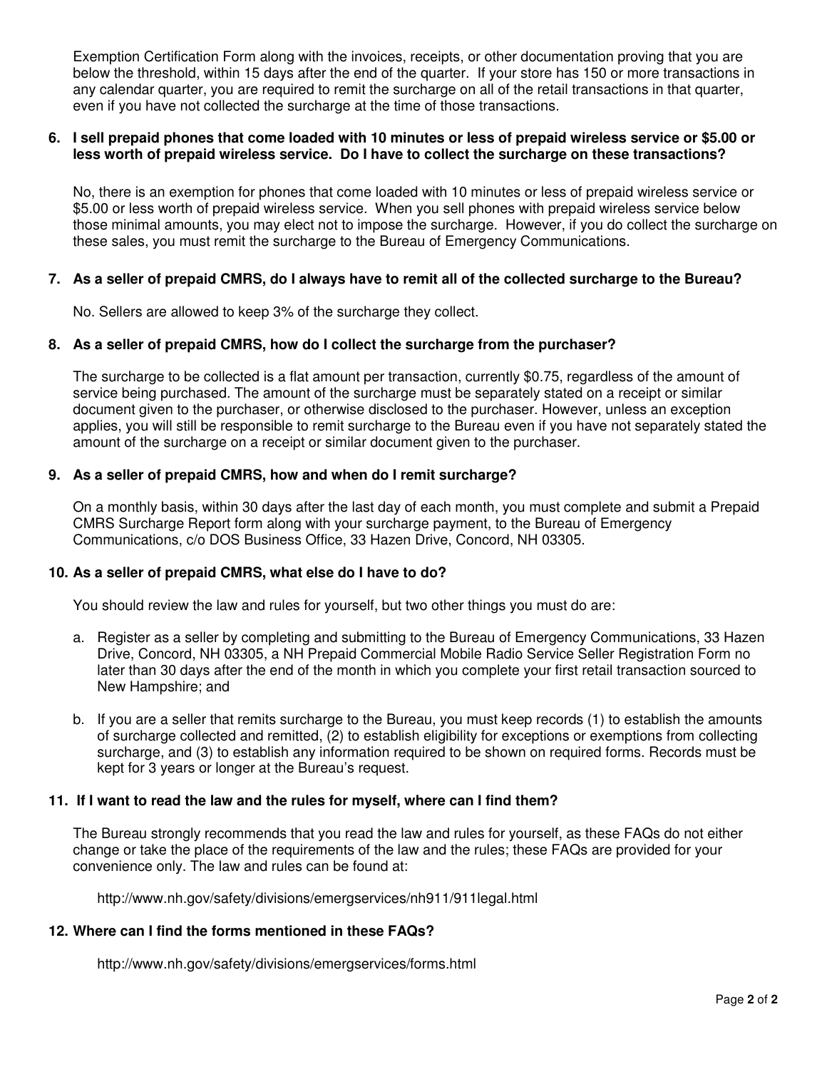Exemption Certification Form along with the invoices, receipts, or other documentation proving that you are below the threshold, within 15 days after the end of the quarter. If your store has 150 or more transactions in any calendar quarter, you are required to remit the surcharge on all of the retail transactions in that quarter, even if you have not collected the surcharge at the time of those transactions.

**6. I sell prepaid phones that come loaded with 10 minutes or less of prepaid wireless service or $5.00 or less worth of prepaid wireless service. Do I have to collect the surcharge on these transactions?**

No, there is an exemption for phones that come loaded with 10 minutes or less of prepaid wireless service or $5.00 or less worth of prepaid wireless service. When you sell phones with prepaid wireless service below those minimal amounts, you may elect not to impose the surcharge. However, if you do collect the surcharge on these sales, you must remit the surcharge to the Bureau of Emergency Communications.

**7. As a seller of prepaid CMRS, do I always have to remit all of the collected surcharge to the Bureau?**

No. Sellers are allowed to keep 3% of the surcharge they collect.

**8. As a seller of prepaid CMRS, how do I collect the surcharge from the purchaser?**

The surcharge to be collected is a flat amount per transaction, currently $0.75, regardless of the amount of service being purchased. The amount of the surcharge must be separately stated on a receipt or similar document given to the purchaser, or otherwise disclosed to the purchaser. However, unless an exception applies, you will still be responsible to remit surcharge to the Bureau even if you have not separately stated the amount of the surcharge on a receipt or similar document given to the purchaser.

**9. As a seller of prepaid CMRS, how and when do I remit surcharge?**

On a monthly basis, within 30 days after the last day of each month, you must complete and submit a Prepaid CMRS Surcharge Report form along with your surcharge payment, to the Bureau of Emergency Communications, c/o DOS Business Office, 33 Hazen Drive, Concord, NH 03305.

**10. As a seller of prepaid CMRS, what else do I have to do?**

You should review the law and rules for yourself, but two other things you must do are:

a. Register as a seller by completing and submitting to the Bureau of Emergency Communications, 33 Hazen Drive, Concord, NH 03305, a NH Prepaid Commercial Mobile Radio Service Seller Registration Form no later than 30 days after the end of the month in which you complete your first retail transaction sourced to New Hampshire; and

b. If you are a seller that remits surcharge to the Bureau, you must keep records (1) to establish the amounts of surcharge collected and remitted, (2) to establish eligibility for exceptions or exemptions from collecting surcharge, and (3) to establish any information required to be shown on required forms. Records must be kept for 3 years or longer at the Bureau's request.

**11. If I want to read the law and the rules for myself, where can I find them?**

The Bureau strongly recommends that you read the law and rules for yourself, as these FAQs do not either change or take the place of the requirements of the law and the rules; these FAQs are provided for your convenience only. The law and rules can be found at:

http://www.nh.gov/safety/divisions/emergservices/nh911/911legal.html

**12. Where can I find the forms mentioned in these FAQs?**

http://www.nh.gov/safety/divisions/emergservices/forms.html